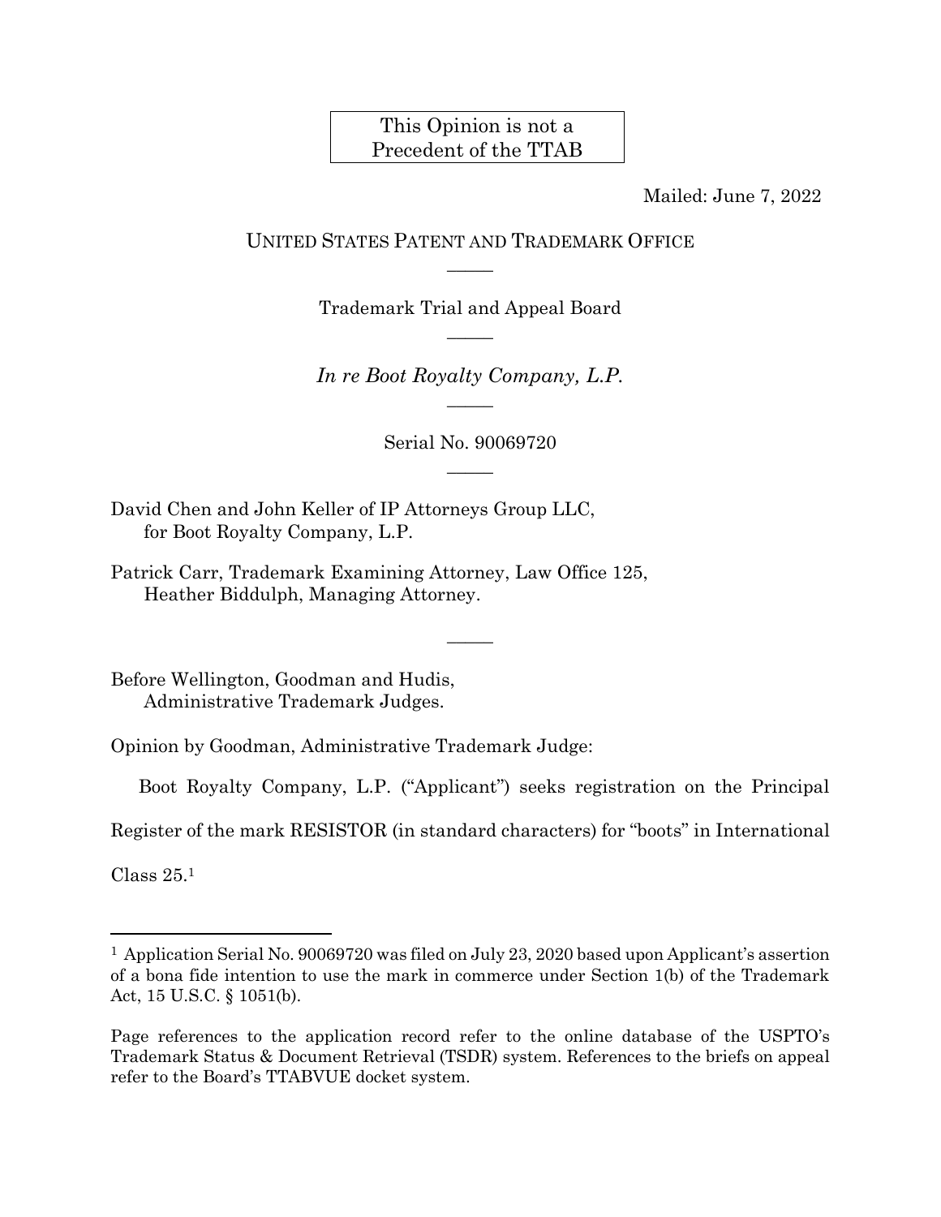This Opinion is not a Precedent of the TTAB

Mailed: June 7, 2022

UNITED STATES PATENT AND TRADEMARK OFFICE

_____

Trademark Trial and Appeal Board

_____

*In re Boot Royalty Company, L.P.*

_____

Serial No. 90069720

_____

David Chen and John Keller of IP Attorneys Group LLC, for Boot Royalty Company, L.P.

Patrick Carr, Trademark Examining Attorney, Law Office 125, Heather Biddulph, Managing Attorney.

_____

Before Wellington, Goodman and Hudis, Administrative Trademark Judges.

Opinion by Goodman, Administrative Trademark Judge:

Boot Royalty Company, L.P. ("Applicant") seeks registration on the Principal Register of the mark RESISTOR (in standard characters) for "boots" in International Class 25.[1]

---

[1] Application Serial No. 90069720 was filed on July 23, 2020 based upon Applicant's assertion of a bona fide intention to use the mark in commerce under Section 1(b) of the Trademark Act, 15 U.S.C. § 1051(b).

Page references to the application record refer to the online database of the USPTO's Trademark Status & Document Retrieval (TSDR) system. References to the briefs on appeal refer to the Board's TTABVUE docket system.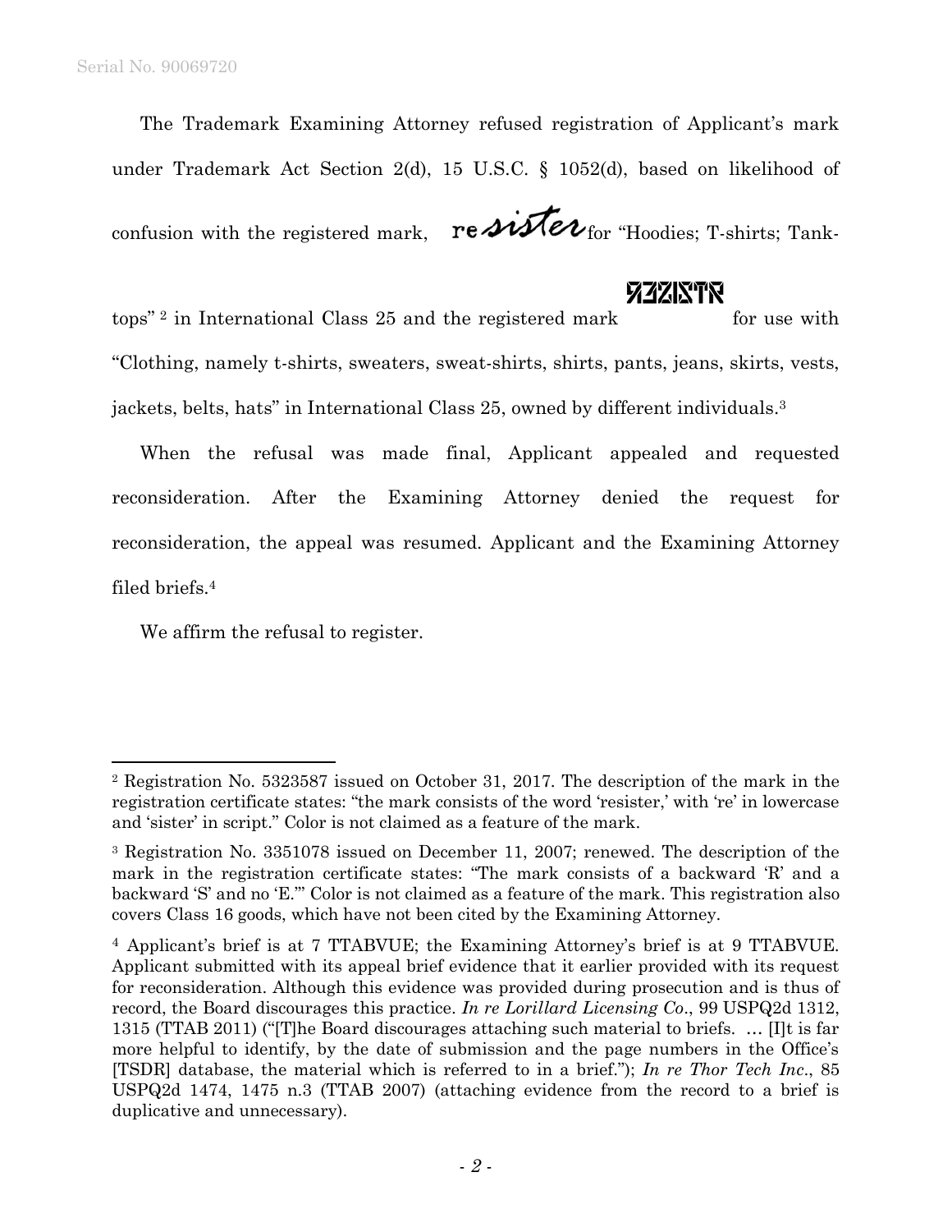The Trademark Examining Attorney refused registration of Applicant's mark under Trademark Act Section 2(d), 15 U.S.C. § 1052(d), based on likelihood of confusion with the registered mark, re*sister* for "Hoodies; T-shirts; Tank-tops" [2] in International Class 25 and the registered mark ЯƎZISTR for use with "Clothing, namely t-shirts, sweaters, sweat-shirts, shirts, pants, jeans, skirts, vests, jackets, belts, hats" in International Class 25, owned by different individuals.[3]

When the refusal was made final, Applicant appealed and requested reconsideration. After the Examining Attorney denied the request for reconsideration, the appeal was resumed. Applicant and the Examining Attorney filed briefs.[4]

We affirm the refusal to register.

---

[2] Registration No. 5323587 issued on October 31, 2017. The description of the mark in the registration certificate states: "the mark consists of the word 'resister,' with 're' in lowercase and 'sister' in script." Color is not claimed as a feature of the mark.

[3] Registration No. 3351078 issued on December 11, 2007; renewed. The description of the mark in the registration certificate states: "The mark consists of a backward 'R' and a backward 'S' and no 'E.'" Color is not claimed as a feature of the mark. This registration also covers Class 16 goods, which have not been cited by the Examining Attorney.

[4] Applicant's brief is at 7 TTABVUE; the Examining Attorney's brief is at 9 TTABVUE. Applicant submitted with its appeal brief evidence that it earlier provided with its request for reconsideration. Although this evidence was provided during prosecution and is thus of record, the Board discourages this practice. *In re Lorillard Licensing Co*., 99 USPQ2d 1312, 1315 (TTAB 2011) ("[T]he Board discourages attaching such material to briefs. … [I]t is far more helpful to identify, by the date of submission and the page numbers in the Office's [TSDR] database, the material which is referred to in a brief."); *In re Thor Tech Inc*., 85 USPQ2d 1474, 1475 n.3 (TTAB 2007) (attaching evidence from the record to a brief is duplicative and unnecessary).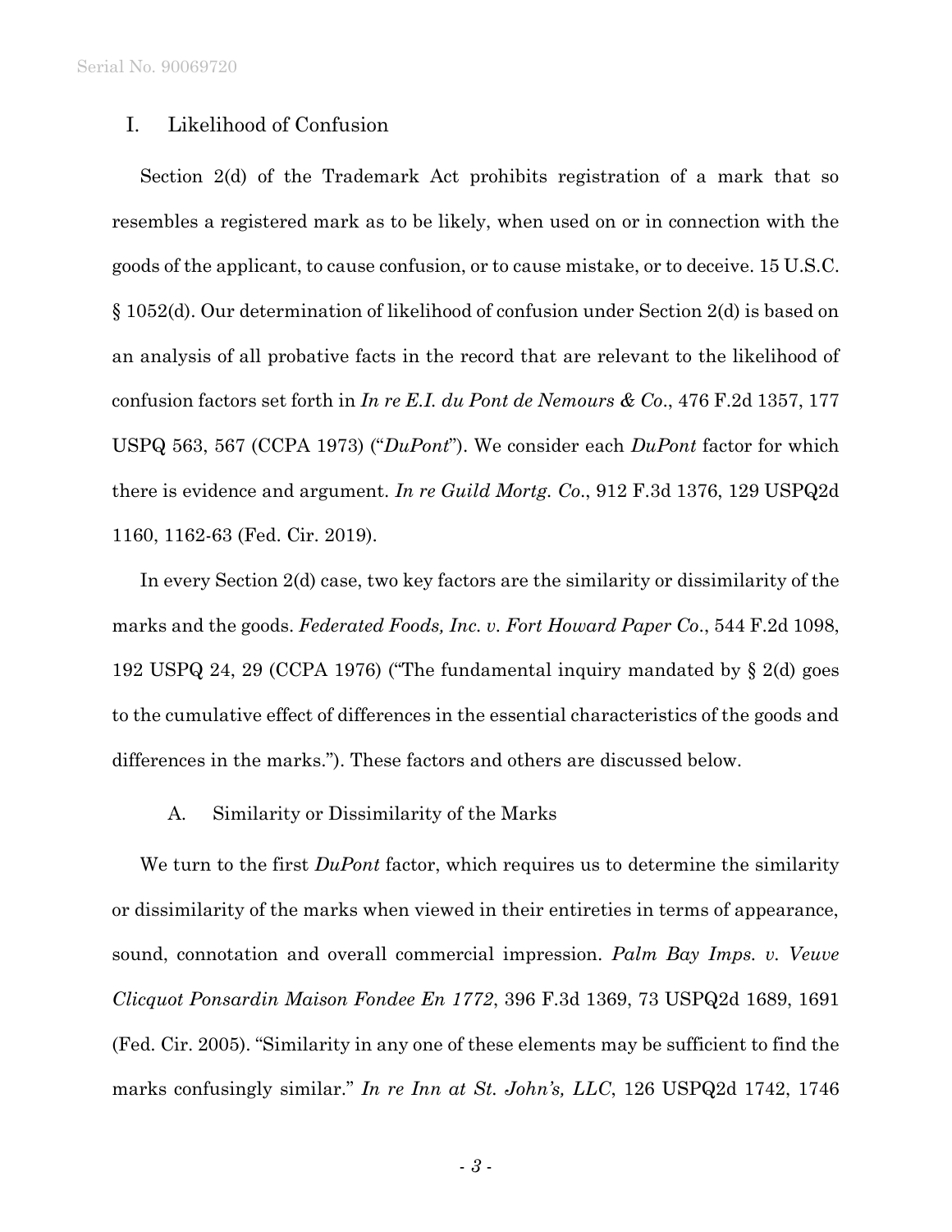## I. Likelihood of Confusion

Section 2(d) of the Trademark Act prohibits registration of a mark that so resembles a registered mark as to be likely, when used on or in connection with the goods of the applicant, to cause confusion, or to cause mistake, or to deceive. 15 U.S.C. § 1052(d). Our determination of likelihood of confusion under Section 2(d) is based on an analysis of all probative facts in the record that are relevant to the likelihood of confusion factors set forth in *In re E.I. du Pont de Nemours & Co*., 476 F.2d 1357, 177 USPQ 563, 567 (CCPA 1973) ("*DuPont*"). We consider each *DuPont* factor for which there is evidence and argument. *In re Guild Mortg. Co*., 912 F.3d 1376, 129 USPQ2d 1160, 1162-63 (Fed. Cir. 2019).

In every Section 2(d) case, two key factors are the similarity or dissimilarity of the marks and the goods. *Federated Foods, Inc. v. Fort Howard Paper Co*., 544 F.2d 1098, 192 USPQ 24, 29 (CCPA 1976) ("The fundamental inquiry mandated by § 2(d) goes to the cumulative effect of differences in the essential characteristics of the goods and differences in the marks."). These factors and others are discussed below.

### A. Similarity or Dissimilarity of the Marks

We turn to the first *DuPont* factor, which requires us to determine the similarity or dissimilarity of the marks when viewed in their entireties in terms of appearance, sound, connotation and overall commercial impression. *Palm Bay Imps. v. Veuve Clicquot Ponsardin Maison Fondee En 1772*, 396 F.3d 1369, 73 USPQ2d 1689, 1691 (Fed. Cir. 2005). "Similarity in any one of these elements may be sufficient to find the marks confusingly similar." *In re Inn at St. John's, LLC*, 126 USPQ2d 1742, 1746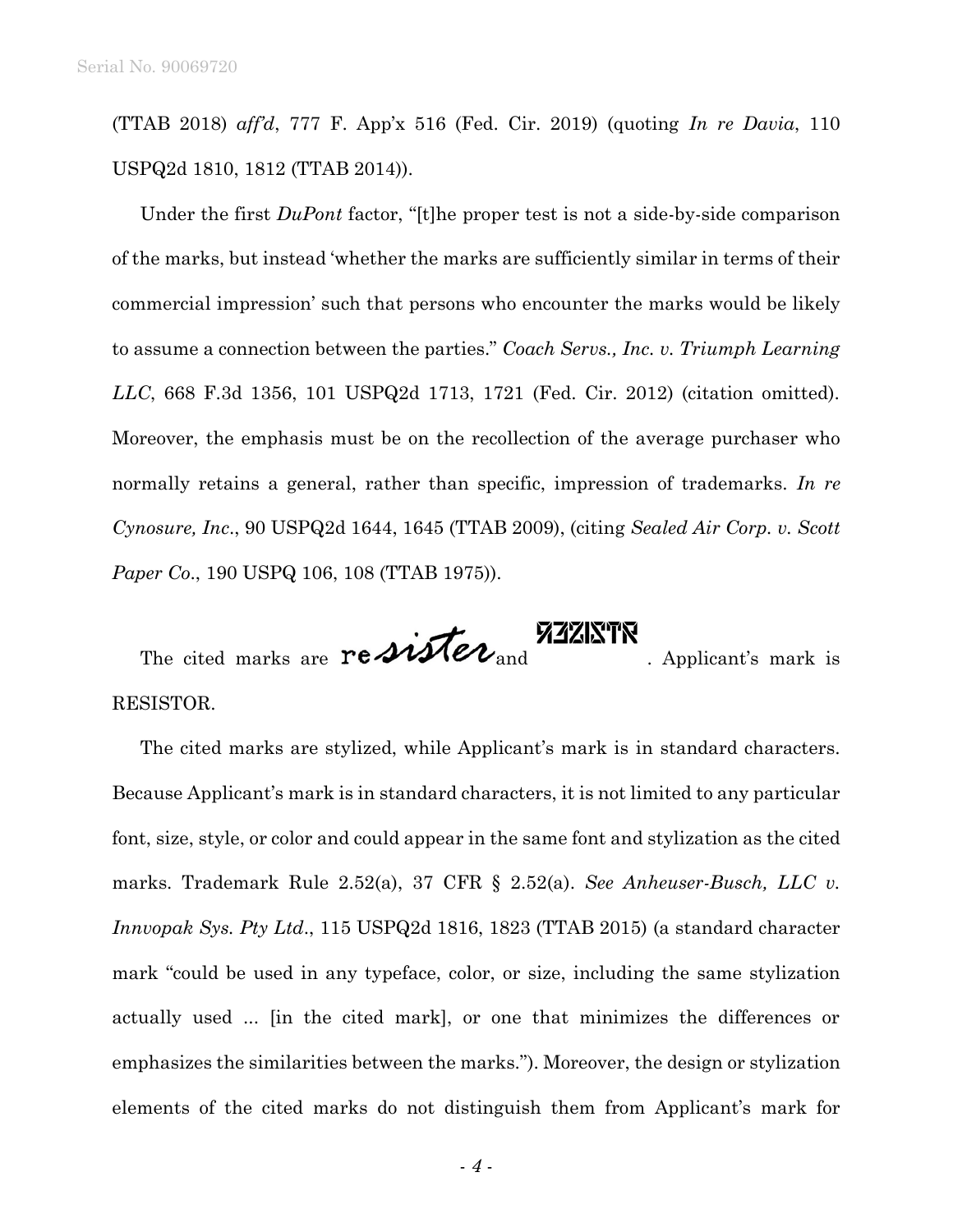(TTAB 2018) *aff'd*, 777 F. App'x 516 (Fed. Cir. 2019) (quoting *In re Davia*, 110 USPQ2d 1810, 1812 (TTAB 2014)).

Under the first *DuPont* factor, "[t]he proper test is not a side-by-side comparison of the marks, but instead 'whether the marks are sufficiently similar in terms of their commercial impression' such that persons who encounter the marks would be likely to assume a connection between the parties." *Coach Servs., Inc. v. Triumph Learning LLC*, 668 F.3d 1356, 101 USPQ2d 1713, 1721 (Fed. Cir. 2012) (citation omitted). Moreover, the emphasis must be on the recollection of the average purchaser who normally retains a general, rather than specific, impression of trademarks. *In re Cynosure, Inc*., 90 USPQ2d 1644, 1645 (TTAB 2009), (citing *Sealed Air Corp. v. Scott Paper Co*., 190 USPQ 106, 108 (TTAB 1975)).

The cited marks are resister and RZZISTR. Applicant's mark is RESISTOR.

The cited marks are stylized, while Applicant's mark is in standard characters. Because Applicant's mark is in standard characters, it is not limited to any particular font, size, style, or color and could appear in the same font and stylization as the cited marks. Trademark Rule 2.52(a), 37 CFR § 2.52(a). *See Anheuser-Busch, LLC v. Innvopak Sys. Pty Ltd*., 115 USPQ2d 1816, 1823 (TTAB 2015) (a standard character mark "could be used in any typeface, color, or size, including the same stylization actually used ... [in the cited mark], or one that minimizes the differences or emphasizes the similarities between the marks."). Moreover, the design or stylization elements of the cited marks do not distinguish them from Applicant's mark for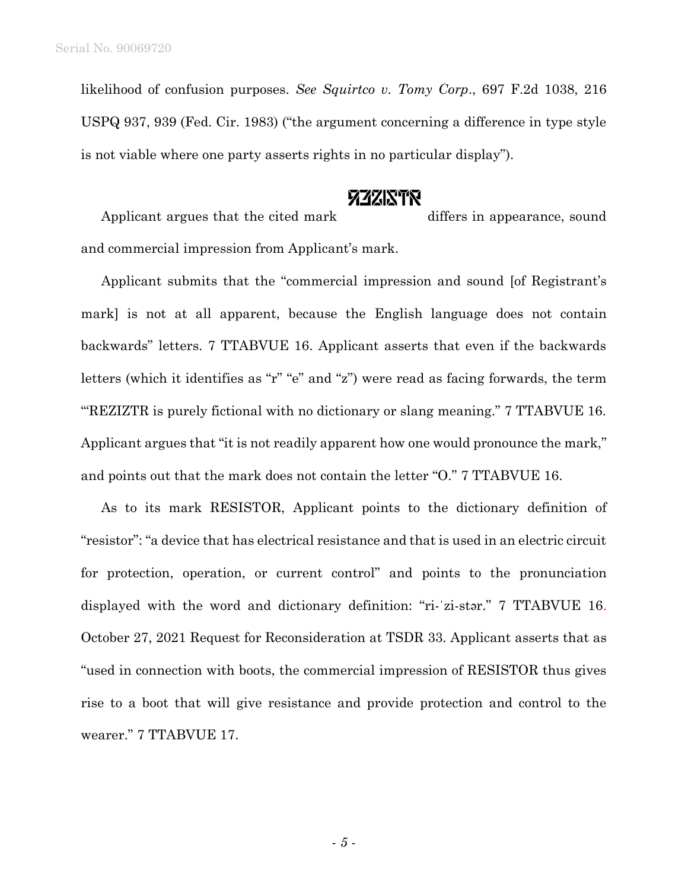likelihood of confusion purposes. *See Squirtco v. Tomy Corp.*, 697 F.2d 1038, 216 USPQ 937, 939 (Fed. Cir. 1983) ("the argument concerning a difference in type style is not viable where one party asserts rights in no particular display").

Applicant argues that the cited mark ЯƎZISTR differs in appearance, sound and commercial impression from Applicant's mark.

Applicant submits that the "commercial impression and sound [of Registrant's mark] is not at all apparent, because the English language does not contain backwards" letters. 7 TTABVUE 16. Applicant asserts that even if the backwards letters (which it identifies as "r" "e" and "z") were read as facing forwards, the term "'REZIZTR is purely fictional with no dictionary or slang meaning." 7 TTABVUE 16. Applicant argues that "it is not readily apparent how one would pronounce the mark," and points out that the mark does not contain the letter "O." 7 TTABVUE 16.

As to its mark RESISTOR, Applicant points to the dictionary definition of "resistor": "a device that has electrical resistance and that is used in an electric circuit for protection, operation, or current control" and points to the pronunciation displayed with the word and dictionary definition: "ri-ˈzi-stər." 7 TTABVUE 16. October 27, 2021 Request for Reconsideration at TSDR 33. Applicant asserts that as "used in connection with boots, the commercial impression of RESISTOR thus gives rise to a boot that will give resistance and provide protection and control to the wearer." 7 TTABVUE 17.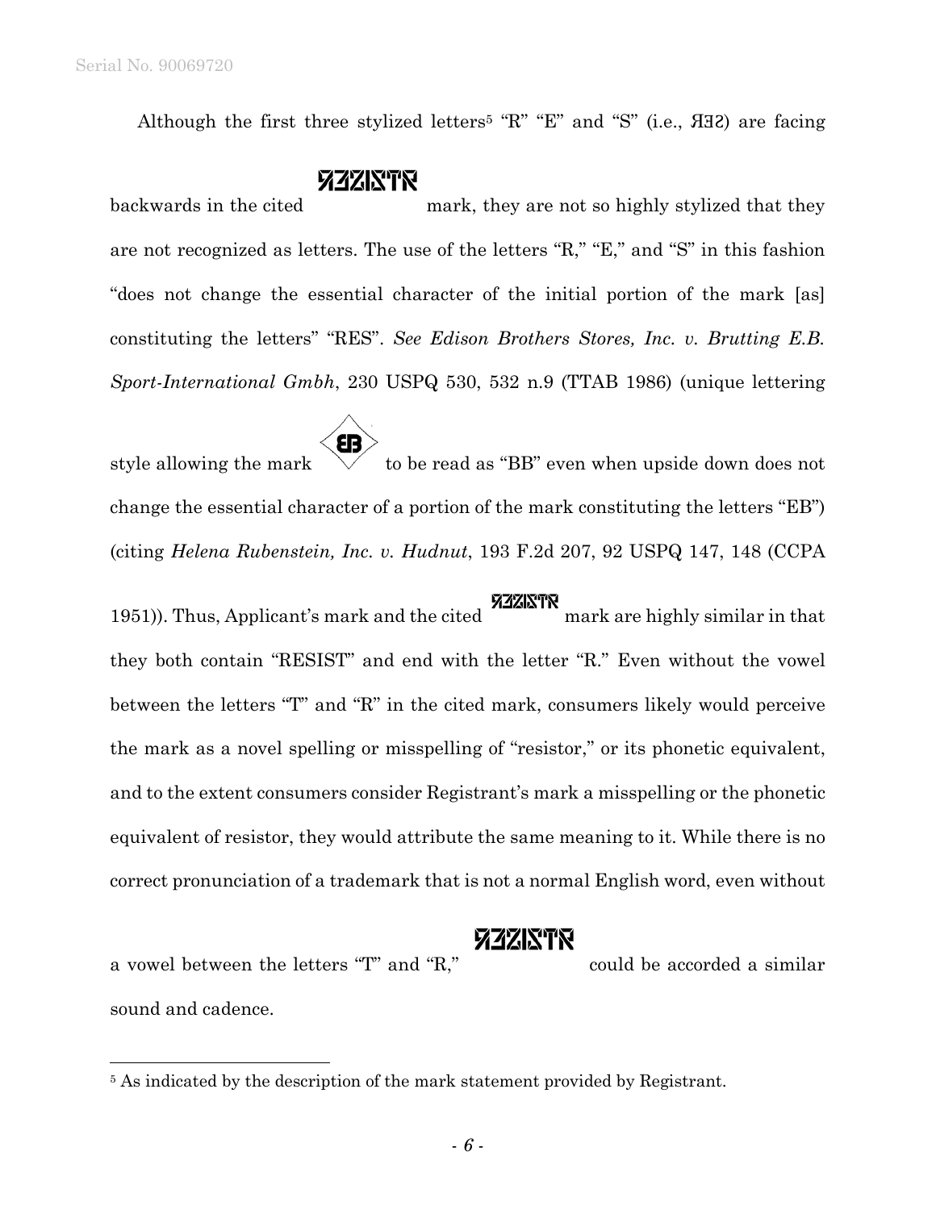Although the first three stylized letters[5] "R" "E" and "S" (i.e., ЯƎƧ) are facing backwards in the cited ЯƎƧISTR mark, they are not so highly stylized that they are not recognized as letters. The use of the letters "R," "E," and "S" in this fashion "does not change the essential character of the initial portion of the mark [as] constituting the letters" "RES". *See Edison Brothers Stores, Inc. v. Brutting E.B. Sport-International Gmbh*, 230 USPQ 530, 532 n.9 (TTAB 1986) (unique lettering style allowing the mark EB to be read as "BB" even when upside down does not change the essential character of a portion of the mark constituting the letters "EB") (citing *Helena Rubenstein, Inc. v. Hudnut*, 193 F.2d 207, 92 USPQ 147, 148 (CCPA 1951)). Thus, Applicant's mark and the cited ЯƎƧISTR mark are highly similar in that they both contain "RESIST" and end with the letter "R." Even without the vowel between the letters "T" and "R" in the cited mark, consumers likely would perceive the mark as a novel spelling or misspelling of "resistor," or its phonetic equivalent, and to the extent consumers consider Registrant's mark a misspelling or the phonetic equivalent of resistor, they would attribute the same meaning to it. While there is no correct pronunciation of a trademark that is not a normal English word, even without a vowel between the letters "T" and "R," ЯƎƧISTR could be accorded a similar sound and cadence.

---

[5] As indicated by the description of the mark statement provided by Registrant.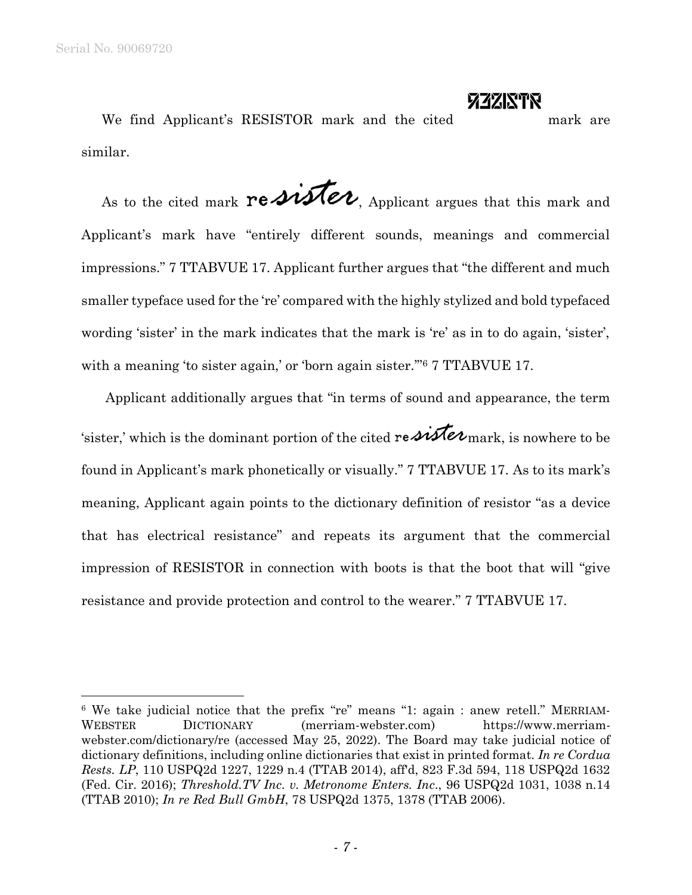We find Applicant's RESISTOR mark and the cited RƎZISTR mark are similar.

As to the cited mark re*sister*, Applicant argues that this mark and Applicant's mark have "entirely different sounds, meanings and commercial impressions." 7 TTABVUE 17. Applicant further argues that "the different and much smaller typeface used for the 're' compared with the highly stylized and bold typefaced wording 'sister' in the mark indicates that the mark is 're' as in to do again, 'sister', with a meaning 'to sister again,' or 'born again sister.'"[6] 7 TTABVUE 17.

Applicant additionally argues that "in terms of sound and appearance, the term 'sister,' which is the dominant portion of the cited re*sister* mark, is nowhere to be found in Applicant's mark phonetically or visually." 7 TTABVUE 17. As to its mark's meaning, Applicant again points to the dictionary definition of resistor "as a device that has electrical resistance" and repeats its argument that the commercial impression of RESISTOR in connection with boots is that the boot that will "give resistance and provide protection and control to the wearer." 7 TTABVUE 17.

---

[6] We take judicial notice that the prefix "re" means "1: again : anew retell." MERRIAM-WEBSTER DICTIONARY (merriam-webster.com) https://www.merriam-webster.com/dictionary/re (accessed May 25, 2022). The Board may take judicial notice of dictionary definitions, including online dictionaries that exist in printed format. *In re Cordua Rests. LP*, 110 USPQ2d 1227, 1229 n.4 (TTAB 2014), aff'd, 823 F.3d 594, 118 USPQ2d 1632 (Fed. Cir. 2016); *Threshold.TV Inc. v. Metronome Enters. Inc*., 96 USPQ2d 1031, 1038 n.14 (TTAB 2010); *In re Red Bull GmbH*, 78 USPQ2d 1375, 1378 (TTAB 2006).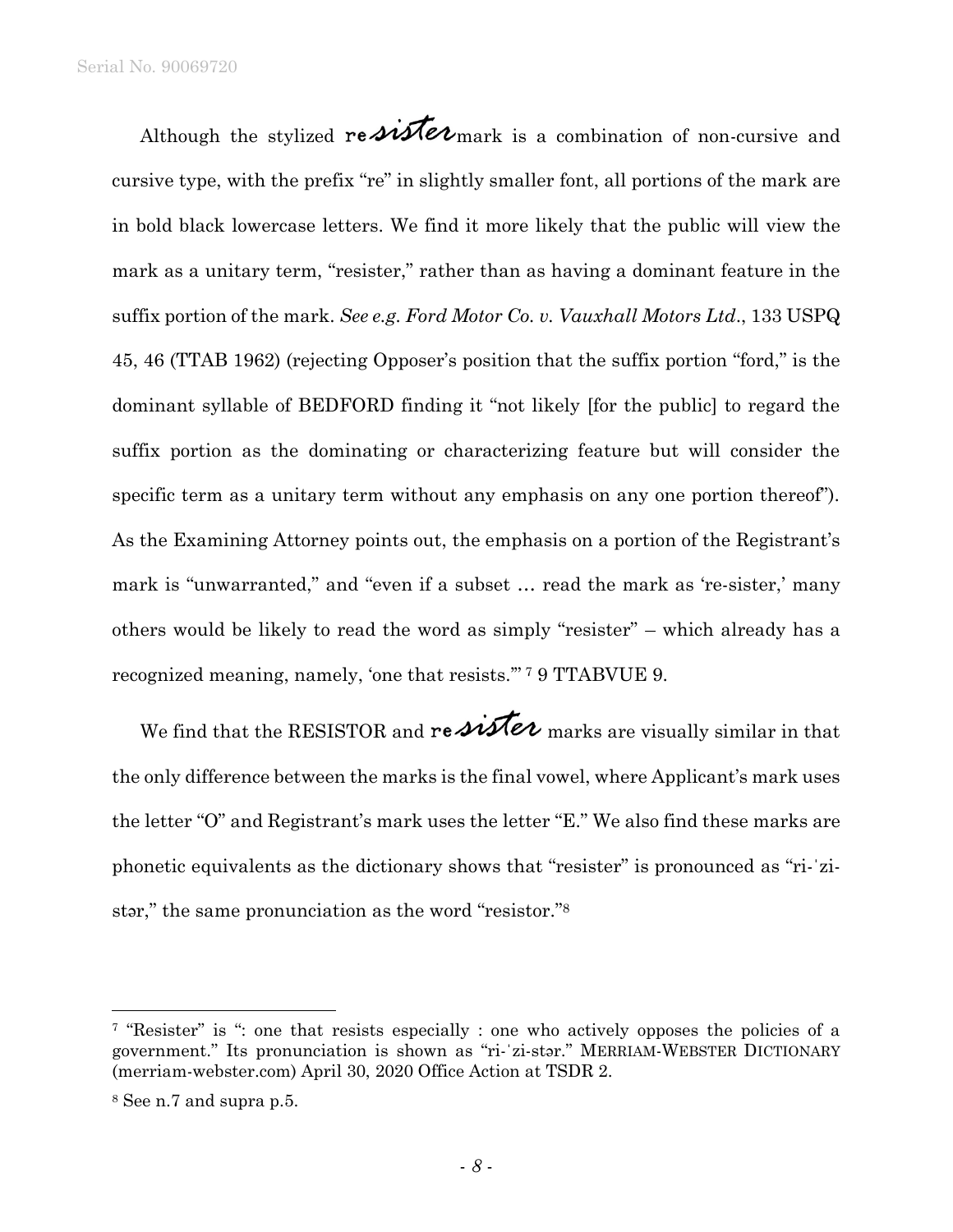Although the stylized resister mark is a combination of non-cursive and cursive type, with the prefix "re" in slightly smaller font, all portions of the mark are in bold black lowercase letters. We find it more likely that the public will view the mark as a unitary term, "resister," rather than as having a dominant feature in the suffix portion of the mark. *See e.g. Ford Motor Co. v. Vauxhall Motors Ltd*., 133 USPQ 45, 46 (TTAB 1962) (rejecting Opposer's position that the suffix portion "ford," is the dominant syllable of BEDFORD finding it "not likely [for the public] to regard the suffix portion as the dominating or characterizing feature but will consider the specific term as a unitary term without any emphasis on any one portion thereof"). As the Examining Attorney points out, the emphasis on a portion of the Registrant's mark is "unwarranted," and "even if a subset … read the mark as 're-sister,' many others would be likely to read the word as simply "resister" – which already has a recognized meaning, namely, 'one that resists.'"[7] 9 TTABVUE 9.

We find that the RESISTOR and resister marks are visually similar in that the only difference between the marks is the final vowel, where Applicant's mark uses the letter "O" and Registrant's mark uses the letter "E." We also find these marks are phonetic equivalents as the dictionary shows that "resister" is pronounced as "ri-ˈzi-stər," the same pronunciation as the word "resistor."[8]

---

[7] "Resister" is ": one that resists especially : one who actively opposes the policies of a government." Its pronunciation is shown as "ri-ˈzi-stər." MERRIAM-WEBSTER DICTIONARY (merriam-webster.com) April 30, 2020 Office Action at TSDR 2.

[8] See n.7 and supra p.5.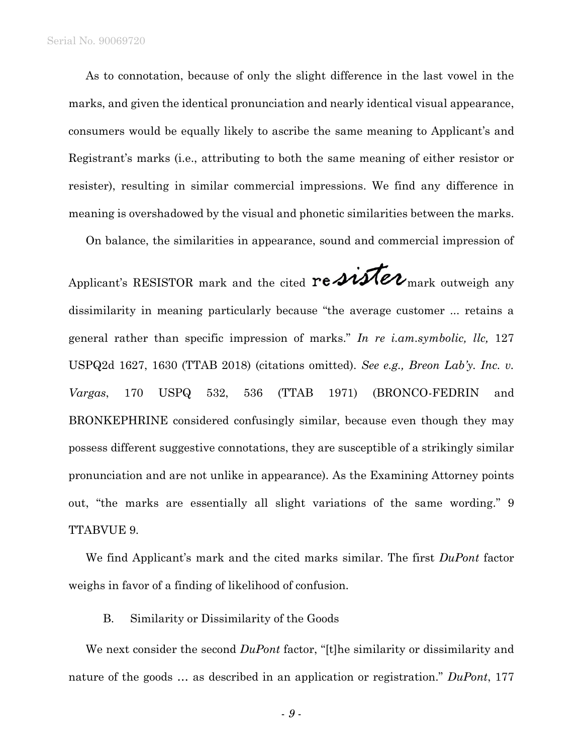As to connotation, because of only the slight difference in the last vowel in the marks, and given the identical pronunciation and nearly identical visual appearance, consumers would be equally likely to ascribe the same meaning to Applicant's and Registrant's marks (i.e., attributing to both the same meaning of either resistor or resister), resulting in similar commercial impressions. We find any difference in meaning is overshadowed by the visual and phonetic similarities between the marks.

On balance, the similarities in appearance, sound and commercial impression of Applicant's RESISTOR mark and the cited resister mark outweigh any dissimilarity in meaning particularly because "the average customer ... retains a general rather than specific impression of marks." *In re i.am.symbolic, llc,* 127 USPQ2d 1627, 1630 (TTAB 2018) (citations omitted). *See e.g., Breon Lab'y. Inc. v. Vargas*, 170 USPQ 532, 536 (TTAB 1971) (BRONCO-FEDRIN and BRONKEPHRINE considered confusingly similar, because even though they may possess different suggestive connotations, they are susceptible of a strikingly similar pronunciation and are not unlike in appearance). As the Examining Attorney points out, "the marks are essentially all slight variations of the same wording." 9 TTABVUE 9.

We find Applicant's mark and the cited marks similar. The first *DuPont* factor weighs in favor of a finding of likelihood of confusion.

B. Similarity or Dissimilarity of the Goods

We next consider the second *DuPont* factor, "[t]he similarity or dissimilarity and nature of the goods … as described in an application or registration." *DuPont*, 177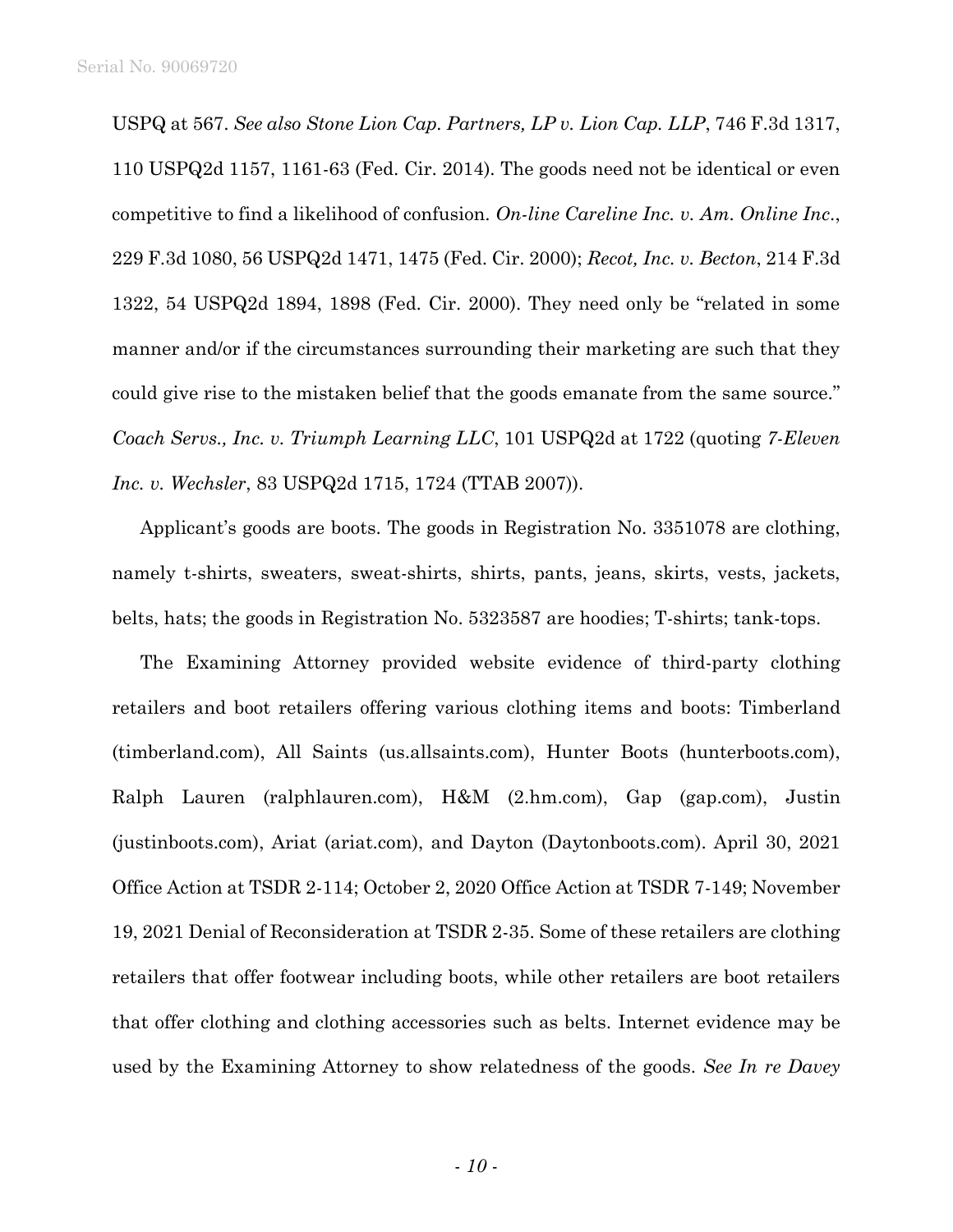USPQ at 567. *See also Stone Lion Cap. Partners, LP v. Lion Cap. LLP*, 746 F.3d 1317, 110 USPQ2d 1157, 1161-63 (Fed. Cir. 2014). The goods need not be identical or even competitive to find a likelihood of confusion. *On-line Careline Inc. v. Am. Online Inc.*, 229 F.3d 1080, 56 USPQ2d 1471, 1475 (Fed. Cir. 2000); *Recot, Inc. v. Becton*, 214 F.3d 1322, 54 USPQ2d 1894, 1898 (Fed. Cir. 2000). They need only be "related in some manner and/or if the circumstances surrounding their marketing are such that they could give rise to the mistaken belief that the goods emanate from the same source." *Coach Servs., Inc. v. Triumph Learning LLC*, 101 USPQ2d at 1722 (quoting *7-Eleven Inc. v. Wechsler*, 83 USPQ2d 1715, 1724 (TTAB 2007)).

Applicant's goods are boots. The goods in Registration No. 3351078 are clothing, namely t-shirts, sweaters, sweat-shirts, shirts, pants, jeans, skirts, vests, jackets, belts, hats; the goods in Registration No. 5323587 are hoodies; T-shirts; tank-tops.

The Examining Attorney provided website evidence of third-party clothing retailers and boot retailers offering various clothing items and boots: Timberland (timberland.com), All Saints (us.allsaints.com), Hunter Boots (hunterboots.com), Ralph Lauren (ralphlauren.com), H&M (2.hm.com), Gap (gap.com), Justin (justinboots.com), Ariat (ariat.com), and Dayton (Daytonboots.com). April 30, 2021 Office Action at TSDR 2-114; October 2, 2020 Office Action at TSDR 7-149; November 19, 2021 Denial of Reconsideration at TSDR 2-35. Some of these retailers are clothing retailers that offer footwear including boots, while other retailers are boot retailers that offer clothing and clothing accessories such as belts. Internet evidence may be used by the Examining Attorney to show relatedness of the goods. *See In re Davey*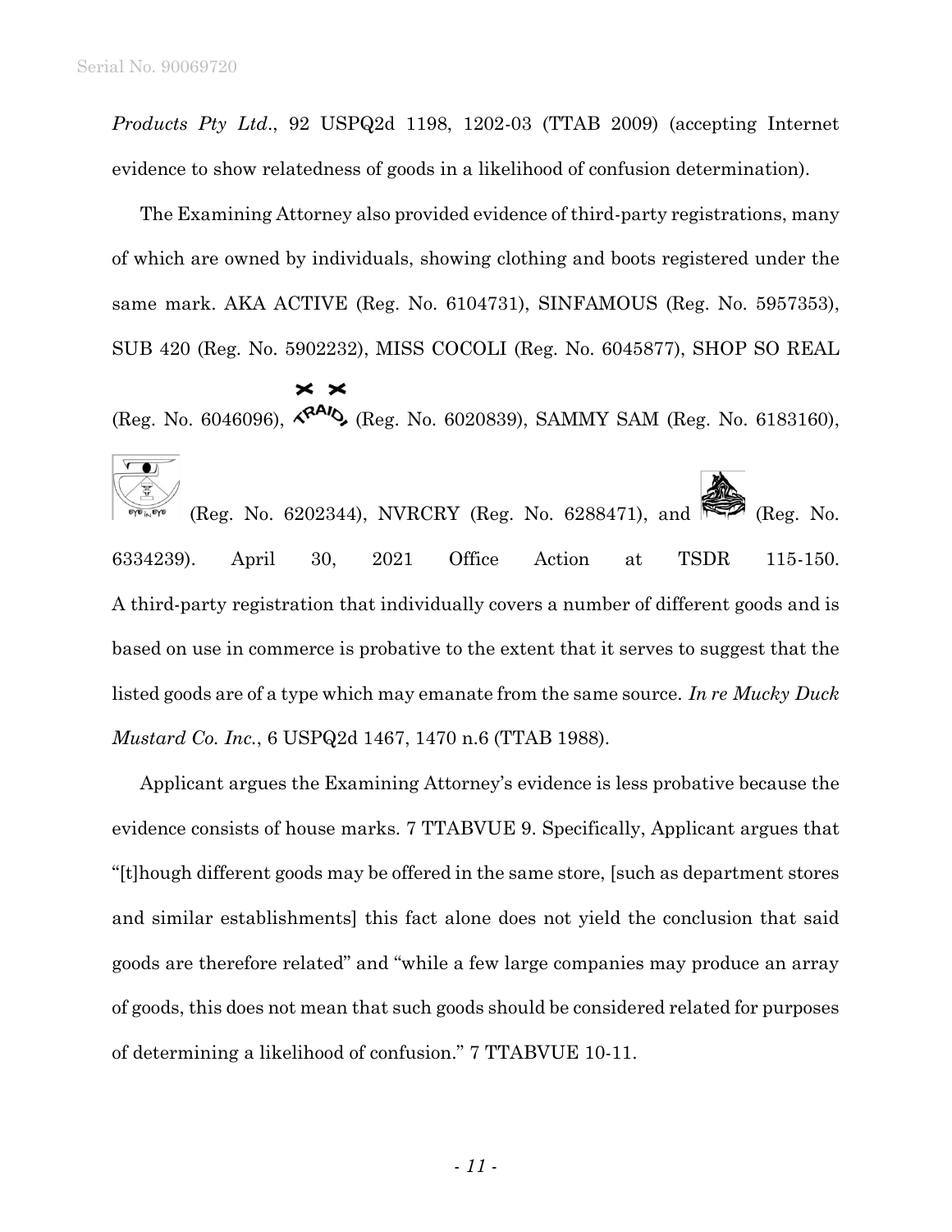*Products Pty Ltd*., 92 USPQ2d 1198, 1202-03 (TTAB 2009) (accepting Internet evidence to show relatedness of goods in a likelihood of confusion determination).

The Examining Attorney also provided evidence of third-party registrations, many of which are owned by individuals, showing clothing and boots registered under the same mark. AKA ACTIVE (Reg. No. 6104731), SINFAMOUS (Reg. No. 5957353), SUB 420 (Reg. No. 5902232), MISS COCOLI (Reg. No. 6045877), SHOP SO REAL (Reg. No. 6046096), TRAID (Reg. No. 6020839), SAMMY SAM (Reg. No. 6183160), (Reg. No. 6202344), NVRCRY (Reg. No. 6288471), and (Reg. No. 6334239). April 30, 2021 Office Action at TSDR 115-150. A third-party registration that individually covers a number of different goods and is based on use in commerce is probative to the extent that it serves to suggest that the listed goods are of a type which may emanate from the same source. *In re Mucky Duck Mustard Co. Inc*., 6 USPQ2d 1467, 1470 n.6 (TTAB 1988).

Applicant argues the Examining Attorney's evidence is less probative because the evidence consists of house marks. 7 TTABVUE 9. Specifically, Applicant argues that "[t]hough different goods may be offered in the same store, [such as department stores and similar establishments] this fact alone does not yield the conclusion that said goods are therefore related" and "while a few large companies may produce an array of goods, this does not mean that such goods should be considered related for purposes of determining a likelihood of confusion." 7 TTABVUE 10-11.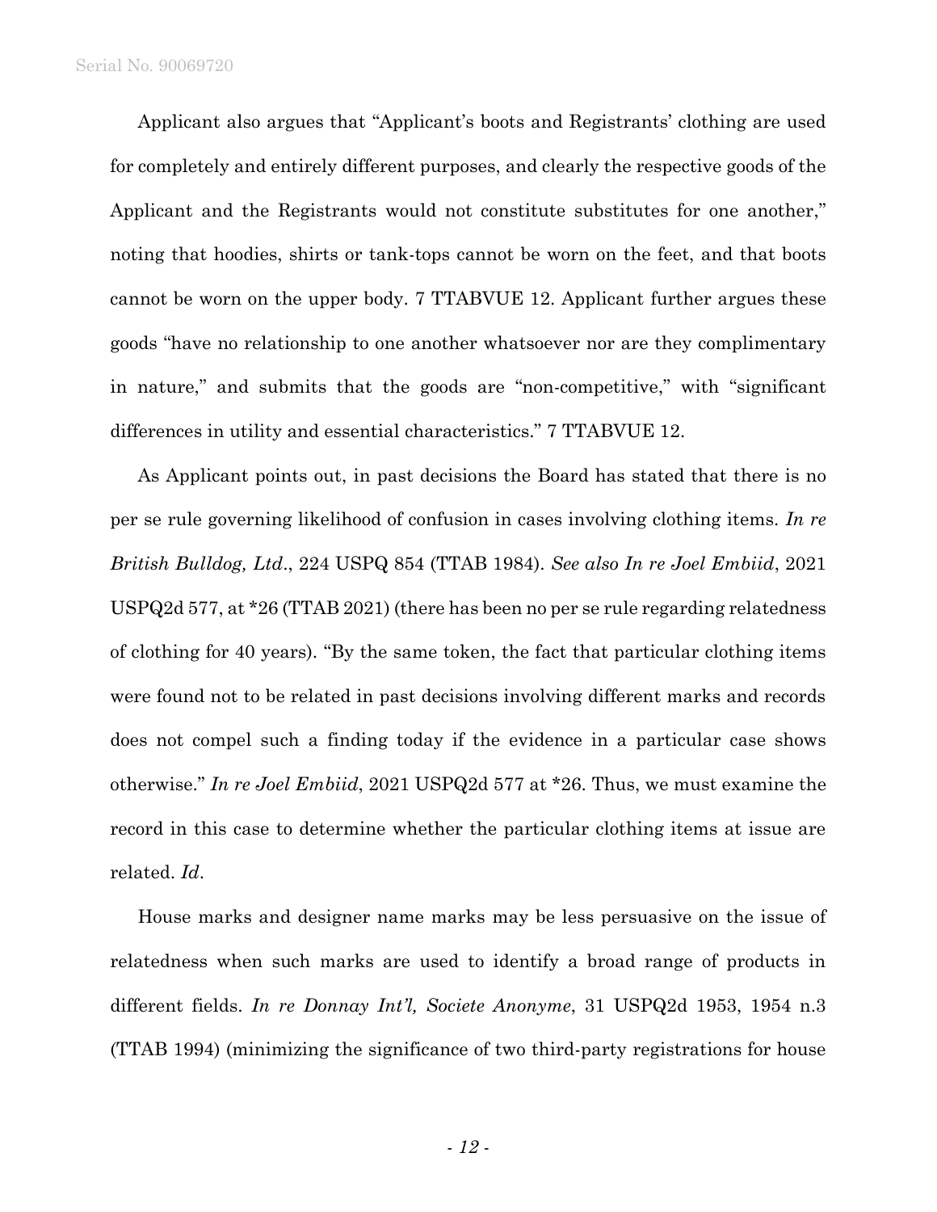Applicant also argues that "Applicant's boots and Registrants' clothing are used for completely and entirely different purposes, and clearly the respective goods of the Applicant and the Registrants would not constitute substitutes for one another," noting that hoodies, shirts or tank-tops cannot be worn on the feet, and that boots cannot be worn on the upper body. 7 TTABVUE 12. Applicant further argues these goods "have no relationship to one another whatsoever nor are they complimentary in nature," and submits that the goods are "non-competitive," with "significant differences in utility and essential characteristics." 7 TTABVUE 12.

As Applicant points out, in past decisions the Board has stated that there is no per se rule governing likelihood of confusion in cases involving clothing items. *In re British Bulldog, Ltd*., 224 USPQ 854 (TTAB 1984). *See also In re Joel Embiid*, 2021 USPQ2d 577, at *26 (TTAB 2021) (there has been no per se rule regarding relatedness of clothing for 40 years). "By the same token, the fact that particular clothing items were found not to be related in past decisions involving different marks and records does not compel such a finding today if the evidence in a particular case shows otherwise." *In re Joel Embiid*, 2021 USPQ2d 577 at *26. Thus, we must examine the record in this case to determine whether the particular clothing items at issue are related. *Id*.

House marks and designer name marks may be less persuasive on the issue of relatedness when such marks are used to identify a broad range of products in different fields. *In re Donnay Int'l, Societe Anonyme*, 31 USPQ2d 1953, 1954 n.3 (TTAB 1994) (minimizing the significance of two third-party registrations for house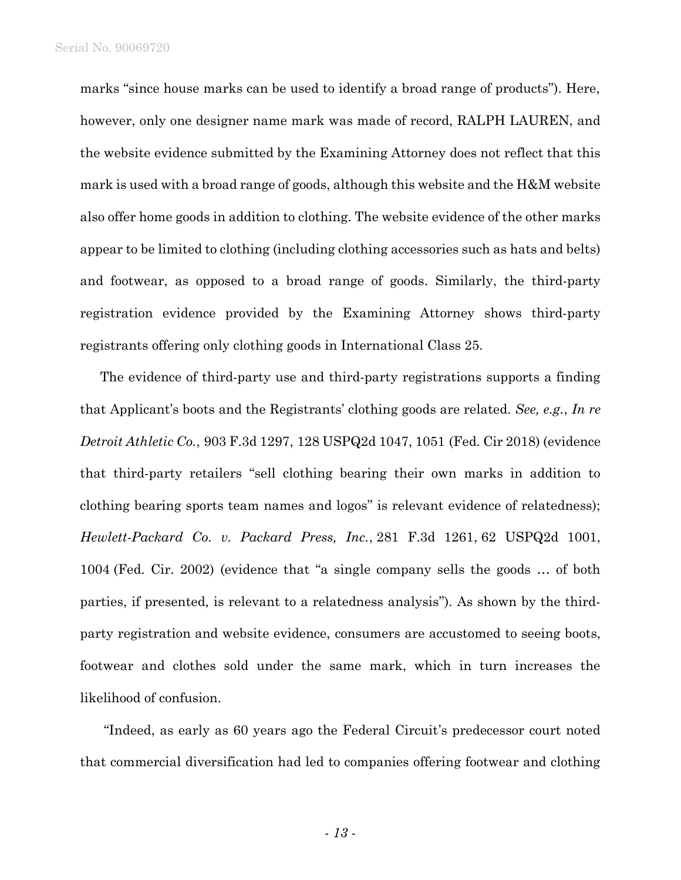marks "since house marks can be used to identify a broad range of products"). Here, however, only one designer name mark was made of record, RALPH LAUREN, and the website evidence submitted by the Examining Attorney does not reflect that this mark is used with a broad range of goods, although this website and the H&M website also offer home goods in addition to clothing. The website evidence of the other marks appear to be limited to clothing (including clothing accessories such as hats and belts) and footwear, as opposed to a broad range of goods. Similarly, the third-party registration evidence provided by the Examining Attorney shows third-party registrants offering only clothing goods in International Class 25.

The evidence of third-party use and third-party registrations supports a finding that Applicant's boots and the Registrants' clothing goods are related. *See, e.g.*, *In re Detroit Athletic Co.*, 903 F.3d 1297, 128 USPQ2d 1047, 1051 (Fed. Cir 2018) (evidence that third-party retailers "sell clothing bearing their own marks in addition to clothing bearing sports team names and logos" is relevant evidence of relatedness); *Hewlett-Packard Co. v. Packard Press, Inc.*, 281 F.3d 1261, 62 USPQ2d 1001, 1004 (Fed. Cir. 2002) (evidence that "a single company sells the goods … of both parties, if presented, is relevant to a relatedness analysis"). As shown by the third-party registration and website evidence, consumers are accustomed to seeing boots, footwear and clothes sold under the same mark, which in turn increases the likelihood of confusion.

"Indeed, as early as 60 years ago the Federal Circuit's predecessor court noted that commercial diversification had led to companies offering footwear and clothing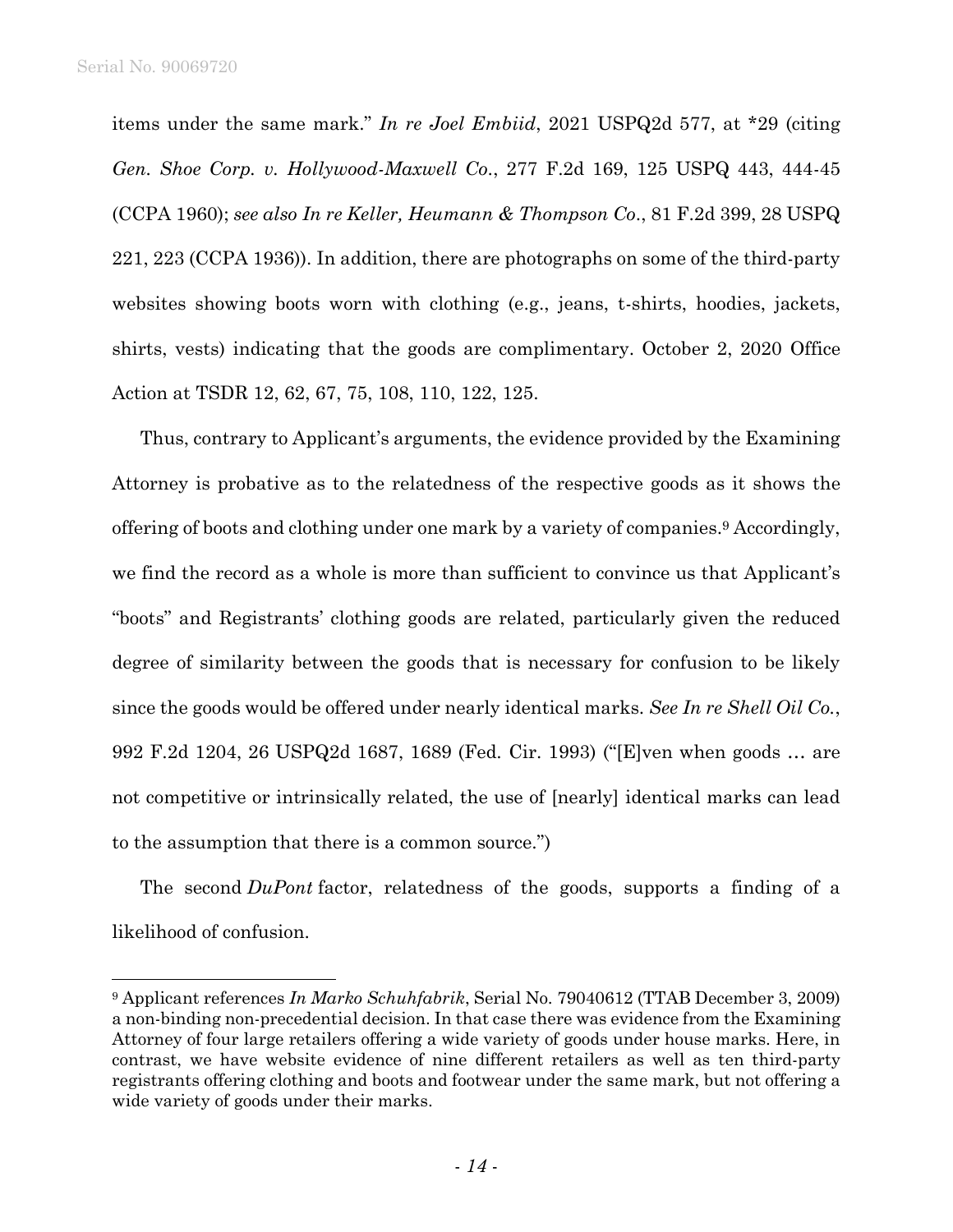items under the same mark." *In re Joel Embiid*, 2021 USPQ2d 577, at *29 (citing *Gen. Shoe Corp. v. Hollywood-Maxwell Co.*, 277 F.2d 169, 125 USPQ 443, 444-45 (CCPA 1960); *see also In re Keller, Heumann & Thompson Co.*, 81 F.2d 399, 28 USPQ 221, 223 (CCPA 1936)). In addition, there are photographs on some of the third-party websites showing boots worn with clothing (e.g., jeans, t-shirts, hoodies, jackets, shirts, vests) indicating that the goods are complimentary. October 2, 2020 Office Action at TSDR 12, 62, 67, 75, 108, 110, 122, 125.

Thus, contrary to Applicant's arguments, the evidence provided by the Examining Attorney is probative as to the relatedness of the respective goods as it shows the offering of boots and clothing under one mark by a variety of companies.[9] Accordingly, we find the record as a whole is more than sufficient to convince us that Applicant's "boots" and Registrants' clothing goods are related, particularly given the reduced degree of similarity between the goods that is necessary for confusion to be likely since the goods would be offered under nearly identical marks. *See In re Shell Oil Co.*, 992 F.2d 1204, 26 USPQ2d 1687, 1689 (Fed. Cir. 1993) ("[E]ven when goods … are not competitive or intrinsically related, the use of [nearly] identical marks can lead to the assumption that there is a common source.")

The second *DuPont* factor, relatedness of the goods, supports a finding of a likelihood of confusion.

---

[9] Applicant references *In Marko Schuhfabrik*, Serial No. 79040612 (TTAB December 3, 2009) a non-binding non-precedential decision. In that case there was evidence from the Examining Attorney of four large retailers offering a wide variety of goods under house marks. Here, in contrast, we have website evidence of nine different retailers as well as ten third-party registrants offering clothing and boots and footwear under the same mark, but not offering a wide variety of goods under their marks.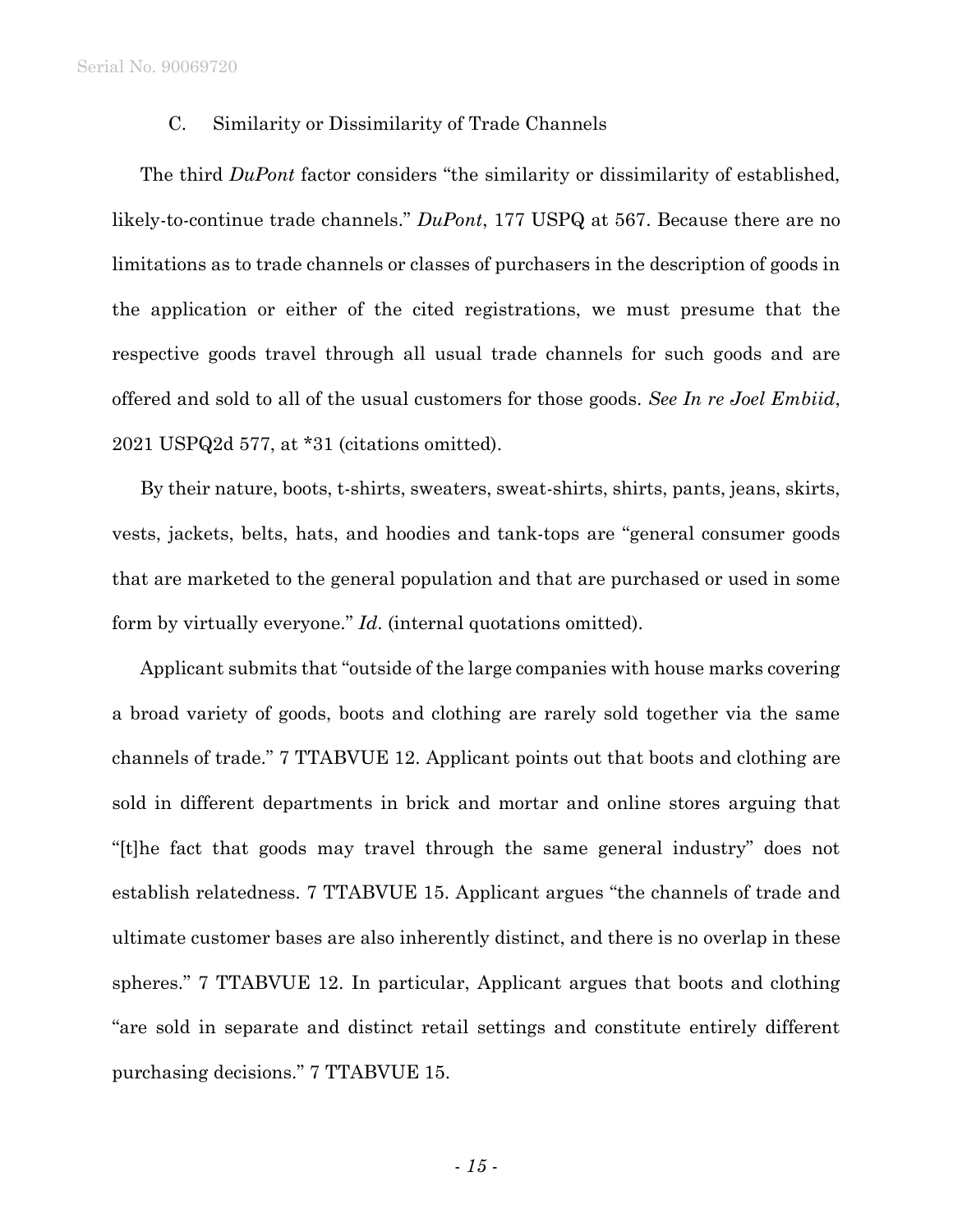### C. Similarity or Dissimilarity of Trade Channels

The third *DuPont* factor considers "the similarity or dissimilarity of established, likely-to-continue trade channels." *DuPont*, 177 USPQ at 567. Because there are no limitations as to trade channels or classes of purchasers in the description of goods in the application or either of the cited registrations, we must presume that the respective goods travel through all usual trade channels for such goods and are offered and sold to all of the usual customers for those goods. *See In re Joel Embiid*, 2021 USPQ2d 577, at *31 (citations omitted).

By their nature, boots, t-shirts, sweaters, sweat-shirts, shirts, pants, jeans, skirts, vests, jackets, belts, hats, and hoodies and tank-tops are "general consumer goods that are marketed to the general population and that are purchased or used in some form by virtually everyone." *Id.* (internal quotations omitted).

Applicant submits that "outside of the large companies with house marks covering a broad variety of goods, boots and clothing are rarely sold together via the same channels of trade." 7 TTABVUE 12. Applicant points out that boots and clothing are sold in different departments in brick and mortar and online stores arguing that "[t]he fact that goods may travel through the same general industry" does not establish relatedness. 7 TTABVUE 15. Applicant argues "the channels of trade and ultimate customer bases are also inherently distinct, and there is no overlap in these spheres." 7 TTABVUE 12. In particular, Applicant argues that boots and clothing "are sold in separate and distinct retail settings and constitute entirely different purchasing decisions." 7 TTABVUE 15.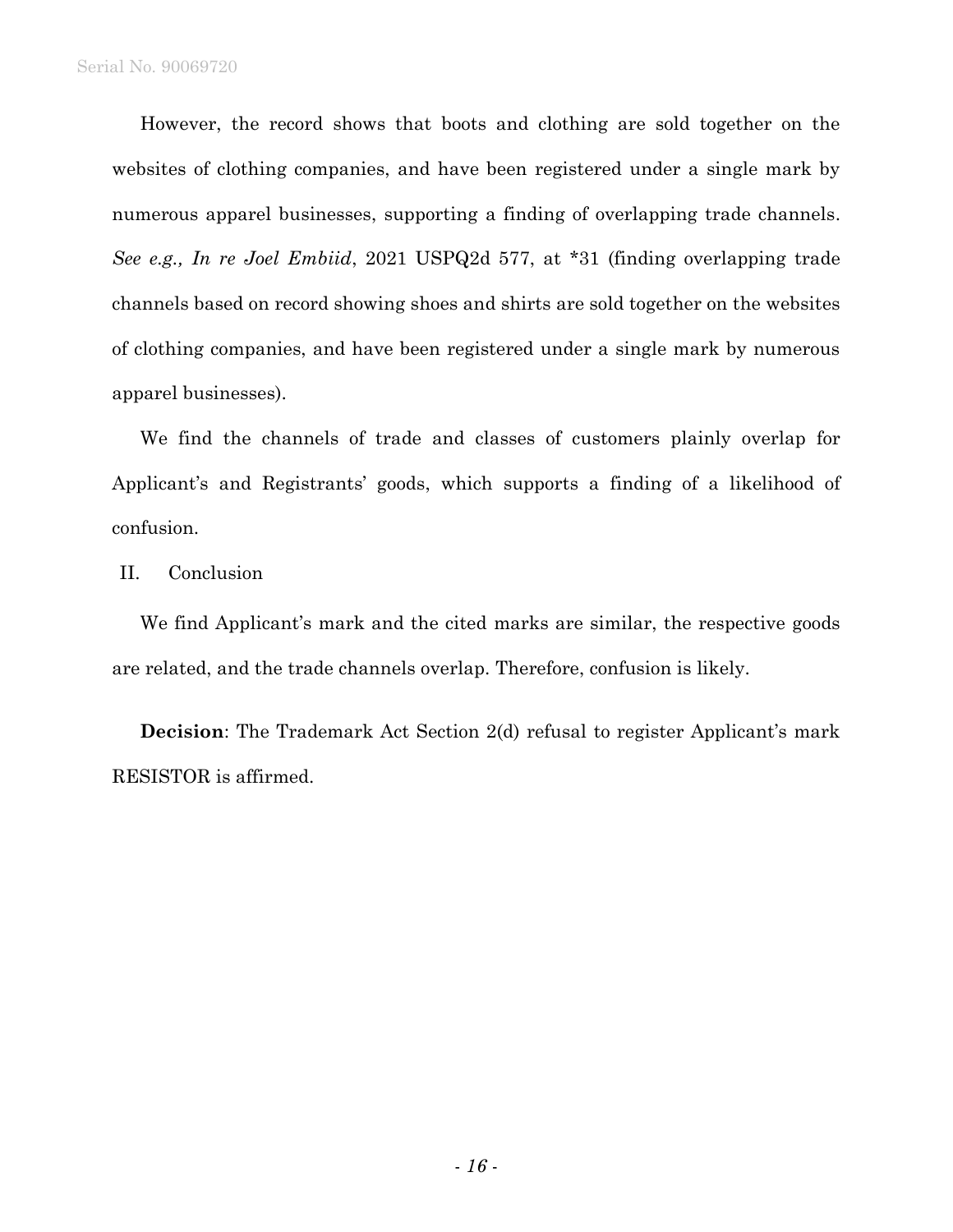However, the record shows that boots and clothing are sold together on the websites of clothing companies, and have been registered under a single mark by numerous apparel businesses, supporting a finding of overlapping trade channels. *See e.g., In re Joel Embiid*, 2021 USPQ2d 577, at *31 (finding overlapping trade channels based on record showing shoes and shirts are sold together on the websites of clothing companies, and have been registered under a single mark by numerous apparel businesses).

We find the channels of trade and classes of customers plainly overlap for Applicant's and Registrants' goods, which supports a finding of a likelihood of confusion.

## II. Conclusion

We find Applicant's mark and the cited marks are similar, the respective goods are related, and the trade channels overlap. Therefore, confusion is likely.

**Decision**: The Trademark Act Section 2(d) refusal to register Applicant's mark RESISTOR is affirmed.